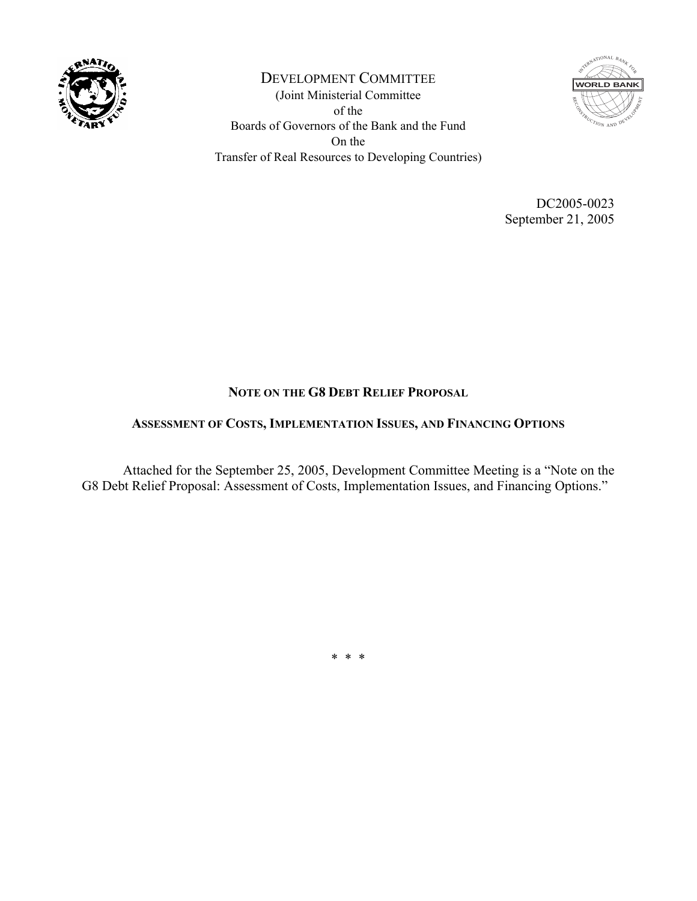DEVELOPMENT COMMITTEE

(Joint Ministerial Committee
of the
Boards of Governors of the Bank and the Fund
On the
Transfer of Real Resources to Developing Countries)

DC2005-0023
September 21, 2005

## NOTE ON THE G8 DEBT RELIEF PROPOSAL

### ASSESSMENT OF COSTS, IMPLEMENTATION ISSUES, AND FINANCING OPTIONS

Attached for the September 25, 2005, Development Committee Meeting is a "Note on the G8 Debt Relief Proposal: Assessment of Costs, Implementation Issues, and Financing Options."

\* \* \*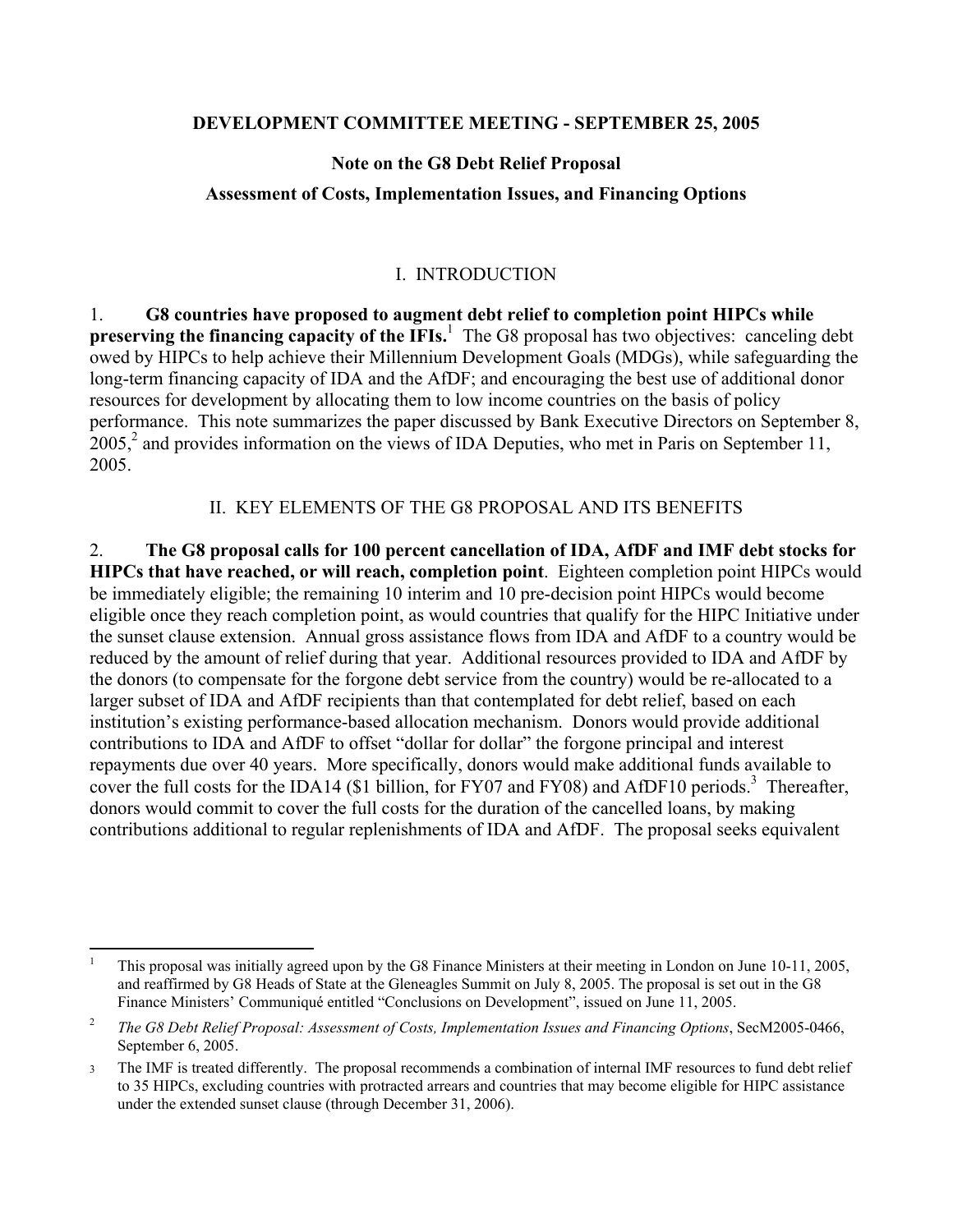**DEVELOPMENT COMMITTEE MEETING - SEPTEMBER 25, 2005**

**Note on the G8 Debt Relief Proposal**

**Assessment of Costs, Implementation Issues, and Financing Options**

## I. INTRODUCTION

1. **G8 countries have proposed to augment debt relief to completion point HIPCs while preserving the financing capacity of the IFIs.**[1] The G8 proposal has two objectives: canceling debt owed by HIPCs to help achieve their Millennium Development Goals (MDGs), while safeguarding the long-term financing capacity of IDA and the AfDF; and encouraging the best use of additional donor resources for development by allocating them to low income countries on the basis of policy performance. This note summarizes the paper discussed by Bank Executive Directors on September 8, 2005,[2] and provides information on the views of IDA Deputies, who met in Paris on September 11, 2005.

## II. KEY ELEMENTS OF THE G8 PROPOSAL AND ITS BENEFITS

2. **The G8 proposal calls for 100 percent cancellation of IDA, AfDF and IMF debt stocks for HIPCs that have reached, or will reach, completion point**. Eighteen completion point HIPCs would be immediately eligible; the remaining 10 interim and 10 pre-decision point HIPCs would become eligible once they reach completion point, as would countries that qualify for the HIPC Initiative under the sunset clause extension. Annual gross assistance flows from IDA and AfDF to a country would be reduced by the amount of relief during that year. Additional resources provided to IDA and AfDF by the donors (to compensate for the forgone debt service from the country) would be re-allocated to a larger subset of IDA and AfDF recipients than that contemplated for debt relief, based on each institution's existing performance-based allocation mechanism. Donors would provide additional contributions to IDA and AfDF to offset "dollar for dollar" the forgone principal and interest repayments due over 40 years. More specifically, donors would make additional funds available to cover the full costs for the IDA14 ($1 billion, for FY07 and FY08) and AfDF10 periods.[3] Thereafter, donors would commit to cover the full costs for the duration of the cancelled loans, by making contributions additional to regular replenishments of IDA and AfDF. The proposal seeks equivalent

---

[1] This proposal was initially agreed upon by the G8 Finance Ministers at their meeting in London on June 10-11, 2005, and reaffirmed by G8 Heads of State at the Gleneagles Summit on July 8, 2005. The proposal is set out in the G8 Finance Ministers' Communiqué entitled "Conclusions on Development", issued on June 11, 2005.

[2] *The G8 Debt Relief Proposal: Assessment of Costs, Implementation Issues and Financing Options*, SecM2005-0466, September 6, 2005.

[3] The IMF is treated differently. The proposal recommends a combination of internal IMF resources to fund debt relief to 35 HIPCs, excluding countries with protracted arrears and countries that may become eligible for HIPC assistance under the extended sunset clause (through December 31, 2006).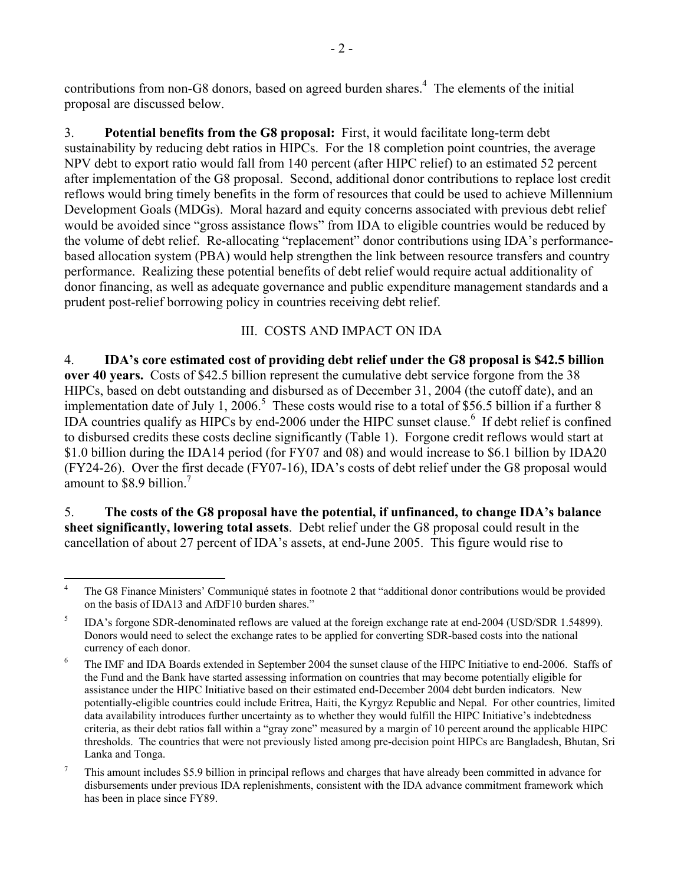contributions from non-G8 donors, based on agreed burden shares.[4] The elements of the initial proposal are discussed below.

3. **Potential benefits from the G8 proposal:** First, it would facilitate long-term debt sustainability by reducing debt ratios in HIPCs. For the 18 completion point countries, the average NPV debt to export ratio would fall from 140 percent (after HIPC relief) to an estimated 52 percent after implementation of the G8 proposal. Second, additional donor contributions to replace lost credit reflows would bring timely benefits in the form of resources that could be used to achieve Millennium Development Goals (MDGs). Moral hazard and equity concerns associated with previous debt relief would be avoided since "gross assistance flows" from IDA to eligible countries would be reduced by the volume of debt relief. Re-allocating "replacement" donor contributions using IDA's performance-based allocation system (PBA) would help strengthen the link between resource transfers and country performance. Realizing these potential benefits of debt relief would require actual additionality of donor financing, as well as adequate governance and public expenditure management standards and a prudent post-relief borrowing policy in countries receiving debt relief.

## III. COSTS AND IMPACT ON IDA

4. **IDA's core estimated cost of providing debt relief under the G8 proposal is $42.5 billion over 40 years.** Costs of $42.5 billion represent the cumulative debt service forgone from the 38 HIPCs, based on debt outstanding and disbursed as of December 31, 2004 (the cutoff date), and an implementation date of July 1, 2006.[5] These costs would rise to a total of $56.5 billion if a further 8 IDA countries qualify as HIPCs by end-2006 under the HIPC sunset clause.[6] If debt relief is confined to disbursed credits these costs decline significantly (Table 1). Forgone credit reflows would start at $1.0 billion during the IDA14 period (for FY07 and 08) and would increase to $6.1 billion by IDA20 (FY24-26). Over the first decade (FY07-16), IDA's costs of debt relief under the G8 proposal would amount to $8.9 billion.[7]

5. **The costs of the G8 proposal have the potential, if unfinanced, to change IDA's balance sheet significantly, lowering total assets**. Debt relief under the G8 proposal could result in the cancellation of about 27 percent of IDA's assets, at end-June 2005. This figure would rise to

---

[4] The G8 Finance Ministers' Communiqué states in footnote 2 that "additional donor contributions would be provided on the basis of IDA13 and AfDF10 burden shares."

[5] IDA's forgone SDR-denominated reflows are valued at the foreign exchange rate at end-2004 (USD/SDR 1.54899). Donors would need to select the exchange rates to be applied for converting SDR-based costs into the national currency of each donor.

[6] The IMF and IDA Boards extended in September 2004 the sunset clause of the HIPC Initiative to end-2006. Staffs of the Fund and the Bank have started assessing information on countries that may become potentially eligible for assistance under the HIPC Initiative based on their estimated end-December 2004 debt burden indicators. New potentially-eligible countries could include Eritrea, Haiti, the Kyrgyz Republic and Nepal. For other countries, limited data availability introduces further uncertainty as to whether they would fulfill the HIPC Initiative's indebtedness criteria, as their debt ratios fall within a "gray zone" measured by a margin of 10 percent around the applicable HIPC thresholds. The countries that were not previously listed among pre-decision point HIPCs are Bangladesh, Bhutan, Sri Lanka and Tonga.

[7] This amount includes $5.9 billion in principal reflows and charges that have already been committed in advance for disbursements under previous IDA replenishments, consistent with the IDA advance commitment framework which has been in place since FY89.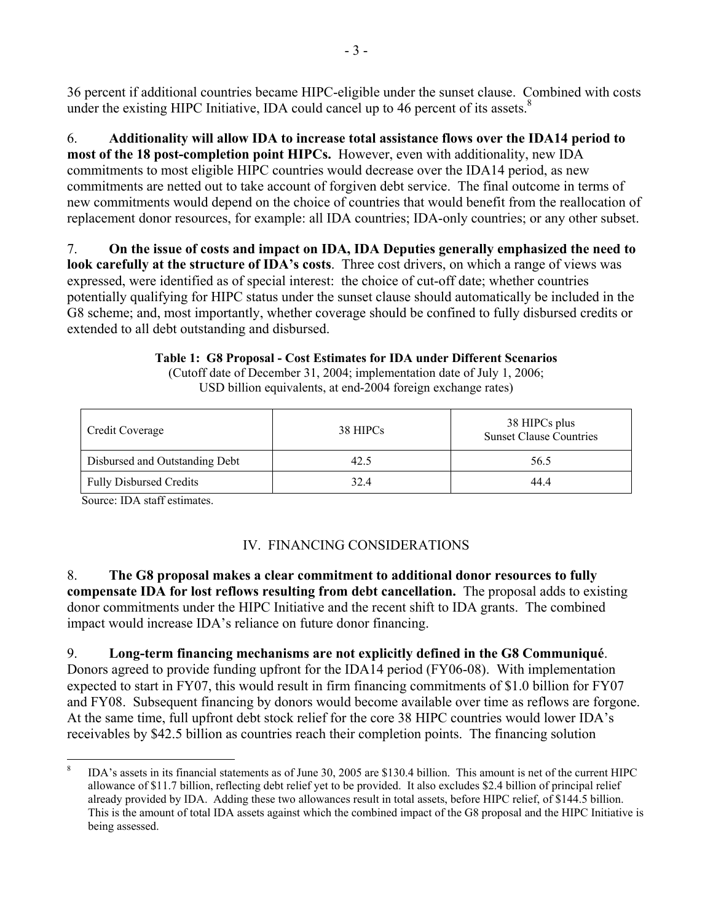36 percent if additional countries became HIPC-eligible under the sunset clause. Combined with costs under the existing HIPC Initiative, IDA could cancel up to 46 percent of its assets.[8]

6. **Additionality will allow IDA to increase total assistance flows over the IDA14 period to most of the 18 post-completion point HIPCs.** However, even with additionality, new IDA commitments to most eligible HIPC countries would decrease over the IDA14 period, as new commitments are netted out to take account of forgiven debt service. The final outcome in terms of new commitments would depend on the choice of countries that would benefit from the reallocation of replacement donor resources, for example: all IDA countries; IDA-only countries; or any other subset.

7. **On the issue of costs and impact on IDA, IDA Deputies generally emphasized the need to look carefully at the structure of IDA's costs**. Three cost drivers, on which a range of views was expressed, were identified as of special interest: the choice of cut-off date; whether countries potentially qualifying for HIPC status under the sunset clause should automatically be included in the G8 scheme; and, most importantly, whether coverage should be confined to fully disbursed credits or extended to all debt outstanding and disbursed.

**Table 1: G8 Proposal - Cost Estimates for IDA under Different Scenarios**
(Cutoff date of December 31, 2004; implementation date of July 1, 2006; USD billion equivalents, at end-2004 foreign exchange rates)

| Credit Coverage | 38 HIPCs | 38 HIPCs plus Sunset Clause Countries |
|---|---|---|
| Disbursed and Outstanding Debt | 42.5 | 56.5 |
| Fully Disbursed Credits | 32.4 | 44.4 |

Source: IDA staff estimates.

## IV. FINANCING CONSIDERATIONS

8. **The G8 proposal makes a clear commitment to additional donor resources to fully compensate IDA for lost reflows resulting from debt cancellation.** The proposal adds to existing donor commitments under the HIPC Initiative and the recent shift to IDA grants. The combined impact would increase IDA's reliance on future donor financing.

9. **Long-term financing mechanisms are not explicitly defined in the G8 Communiqué**. Donors agreed to provide funding upfront for the IDA14 period (FY06-08). With implementation expected to start in FY07, this would result in firm financing commitments of $1.0 billion for FY07 and FY08. Subsequent financing by donors would become available over time as reflows are forgone. At the same time, full upfront debt stock relief for the core 38 HIPC countries would lower IDA's receivables by $42.5 billion as countries reach their completion points. The financing solution

[8] IDA's assets in its financial statements as of June 30, 2005 are $130.4 billion. This amount is net of the current HIPC allowance of $11.7 billion, reflecting debt relief yet to be provided. It also excludes $2.4 billion of principal relief already provided by IDA. Adding these two allowances result in total assets, before HIPC relief, of $144.5 billion. This is the amount of total IDA assets against which the combined impact of the G8 proposal and the HIPC Initiative is being assessed.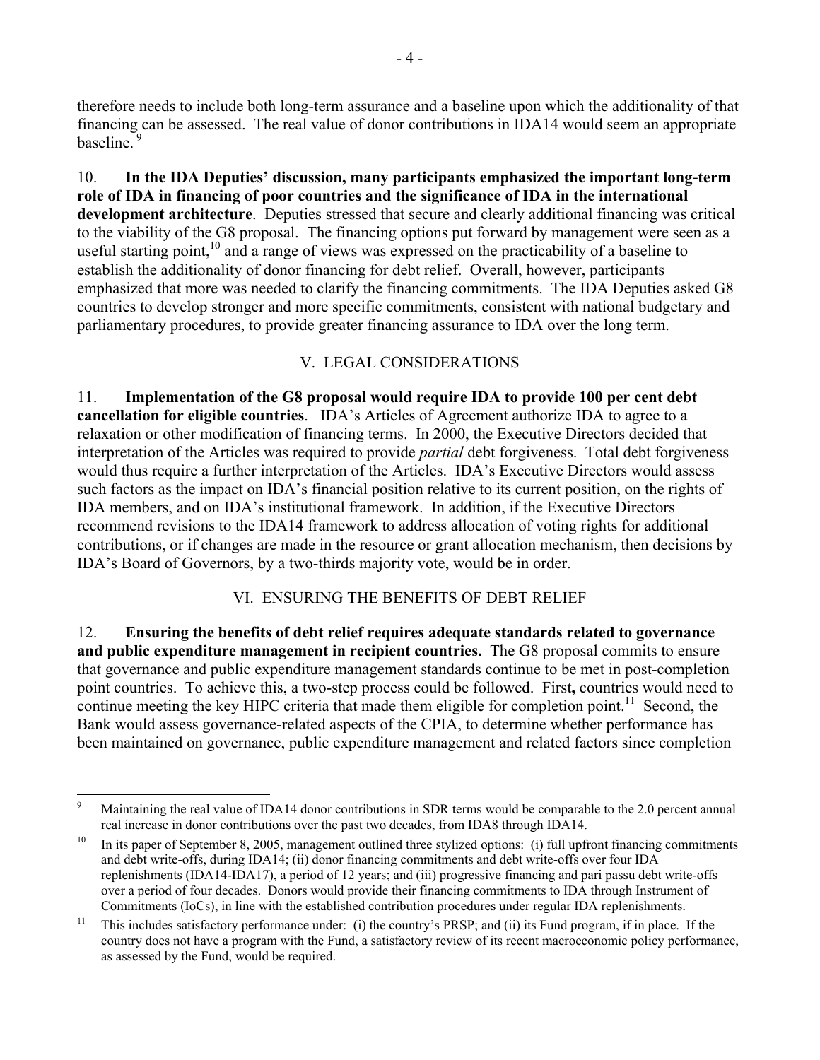therefore needs to include both long-term assurance and a baseline upon which the additionality of that financing can be assessed. The real value of donor contributions in IDA14 would seem an appropriate baseline.[9]

10. **In the IDA Deputies' discussion, many participants emphasized the important long-term role of IDA in financing of poor countries and the significance of IDA in the international development architecture**. Deputies stressed that secure and clearly additional financing was critical to the viability of the G8 proposal. The financing options put forward by management were seen as a useful starting point,[10] and a range of views was expressed on the practicability of a baseline to establish the additionality of donor financing for debt relief. Overall, however, participants emphasized that more was needed to clarify the financing commitments. The IDA Deputies asked G8 countries to develop stronger and more specific commitments, consistent with national budgetary and parliamentary procedures, to provide greater financing assurance to IDA over the long term.

## V. LEGAL CONSIDERATIONS

11. **Implementation of the G8 proposal would require IDA to provide 100 per cent debt cancellation for eligible countries**. IDA's Articles of Agreement authorize IDA to agree to a relaxation or other modification of financing terms. In 2000, the Executive Directors decided that interpretation of the Articles was required to provide *partial* debt forgiveness. Total debt forgiveness would thus require a further interpretation of the Articles. IDA's Executive Directors would assess such factors as the impact on IDA's financial position relative to its current position, on the rights of IDA members, and on IDA's institutional framework. In addition, if the Executive Directors recommend revisions to the IDA14 framework to address allocation of voting rights for additional contributions, or if changes are made in the resource or grant allocation mechanism, then decisions by IDA's Board of Governors, by a two-thirds majority vote, would be in order.

## VI. ENSURING THE BENEFITS OF DEBT RELIEF

12. **Ensuring the benefits of debt relief requires adequate standards related to governance and public expenditure management in recipient countries.** The G8 proposal commits to ensure that governance and public expenditure management standards continue to be met in post-completion point countries. To achieve this, a two-step process could be followed. First**,** countries would need to continue meeting the key HIPC criteria that made them eligible for completion point.[11] Second, the Bank would assess governance-related aspects of the CPIA, to determine whether performance has been maintained on governance, public expenditure management and related factors since completion

---

[9] Maintaining the real value of IDA14 donor contributions in SDR terms would be comparable to the 2.0 percent annual real increase in donor contributions over the past two decades, from IDA8 through IDA14.

[10] In its paper of September 8, 2005, management outlined three stylized options: (i) full upfront financing commitments and debt write-offs, during IDA14; (ii) donor financing commitments and debt write-offs over four IDA replenishments (IDA14-IDA17), a period of 12 years; and (iii) progressive financing and pari passu debt write-offs over a period of four decades. Donors would provide their financing commitments to IDA through Instrument of Commitments (IoCs), in line with the established contribution procedures under regular IDA replenishments.

[11] This includes satisfactory performance under: (i) the country's PRSP; and (ii) its Fund program, if in place. If the country does not have a program with the Fund, a satisfactory review of its recent macroeconomic policy performance, as assessed by the Fund, would be required.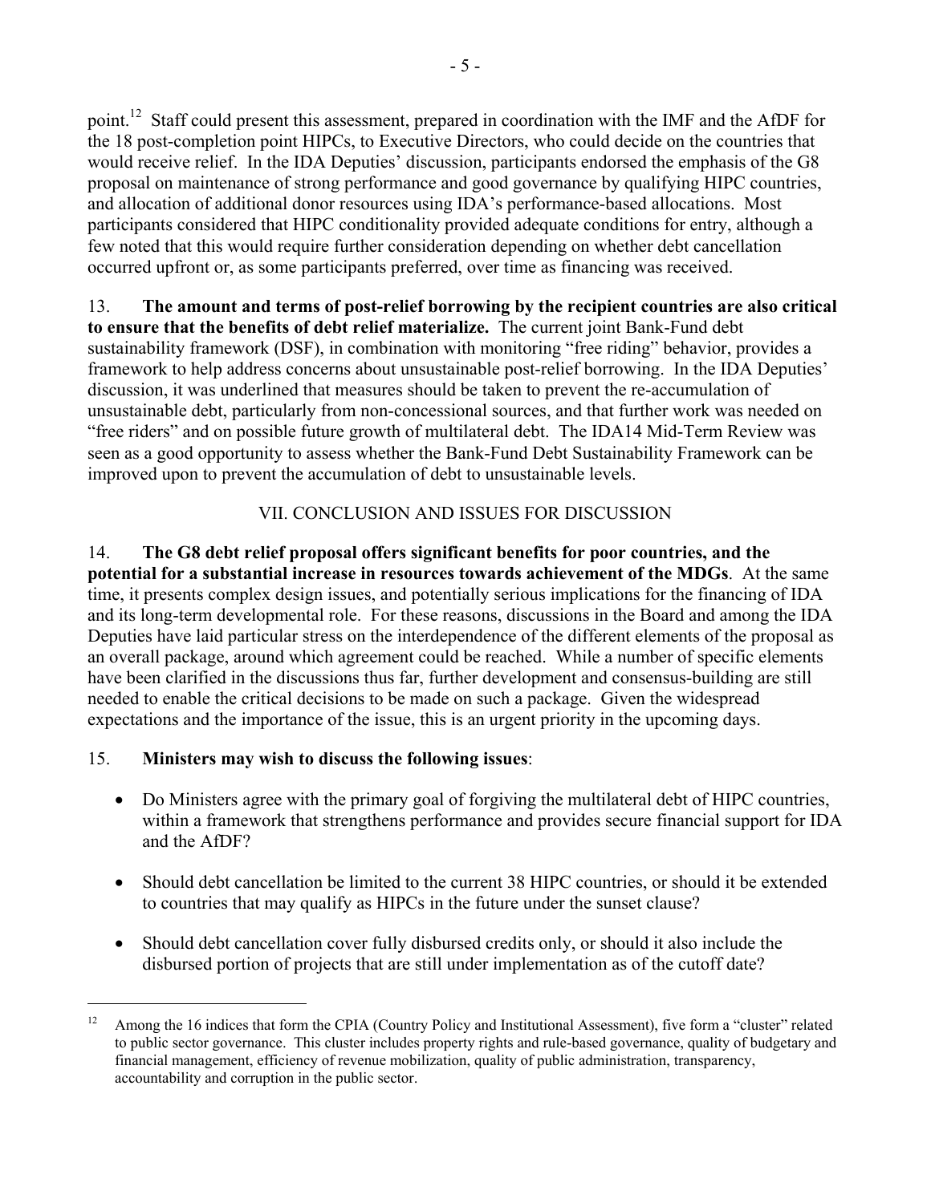point.[12] Staff could present this assessment, prepared in coordination with the IMF and the AfDF for the 18 post-completion point HIPCs, to Executive Directors, who could decide on the countries that would receive relief. In the IDA Deputies' discussion, participants endorsed the emphasis of the G8 proposal on maintenance of strong performance and good governance by qualifying HIPC countries, and allocation of additional donor resources using IDA's performance-based allocations. Most participants considered that HIPC conditionality provided adequate conditions for entry, although a few noted that this would require further consideration depending on whether debt cancellation occurred upfront or, as some participants preferred, over time as financing was received.

13. **The amount and terms of post-relief borrowing by the recipient countries are also critical to ensure that the benefits of debt relief materialize.** The current joint Bank-Fund debt sustainability framework (DSF), in combination with monitoring "free riding" behavior, provides a framework to help address concerns about unsustainable post-relief borrowing. In the IDA Deputies' discussion, it was underlined that measures should be taken to prevent the re-accumulation of unsustainable debt, particularly from non-concessional sources, and that further work was needed on "free riders" and on possible future growth of multilateral debt. The IDA14 Mid-Term Review was seen as a good opportunity to assess whether the Bank-Fund Debt Sustainability Framework can be improved upon to prevent the accumulation of debt to unsustainable levels.

## VII. CONCLUSION AND ISSUES FOR DISCUSSION

14. **The G8 debt relief proposal offers significant benefits for poor countries, and the potential for a substantial increase in resources towards achievement of the MDGs**. At the same time, it presents complex design issues, and potentially serious implications for the financing of IDA and its long-term developmental role. For these reasons, discussions in the Board and among the IDA Deputies have laid particular stress on the interdependence of the different elements of the proposal as an overall package, around which agreement could be reached. While a number of specific elements have been clarified in the discussions thus far, further development and consensus-building are still needed to enable the critical decisions to be made on such a package. Given the widespread expectations and the importance of the issue, this is an urgent priority in the upcoming days.

15. **Ministers may wish to discuss the following issues**:

- Do Ministers agree with the primary goal of forgiving the multilateral debt of HIPC countries, within a framework that strengthens performance and provides secure financial support for IDA and the AfDF?
- Should debt cancellation be limited to the current 38 HIPC countries, or should it be extended to countries that may qualify as HIPCs in the future under the sunset clause?
- Should debt cancellation cover fully disbursed credits only, or should it also include the disbursed portion of projects that are still under implementation as of the cutoff date?

---

[12] Among the 16 indices that form the CPIA (Country Policy and Institutional Assessment), five form a "cluster" related to public sector governance. This cluster includes property rights and rule-based governance, quality of budgetary and financial management, efficiency of revenue mobilization, quality of public administration, transparency, accountability and corruption in the public sector.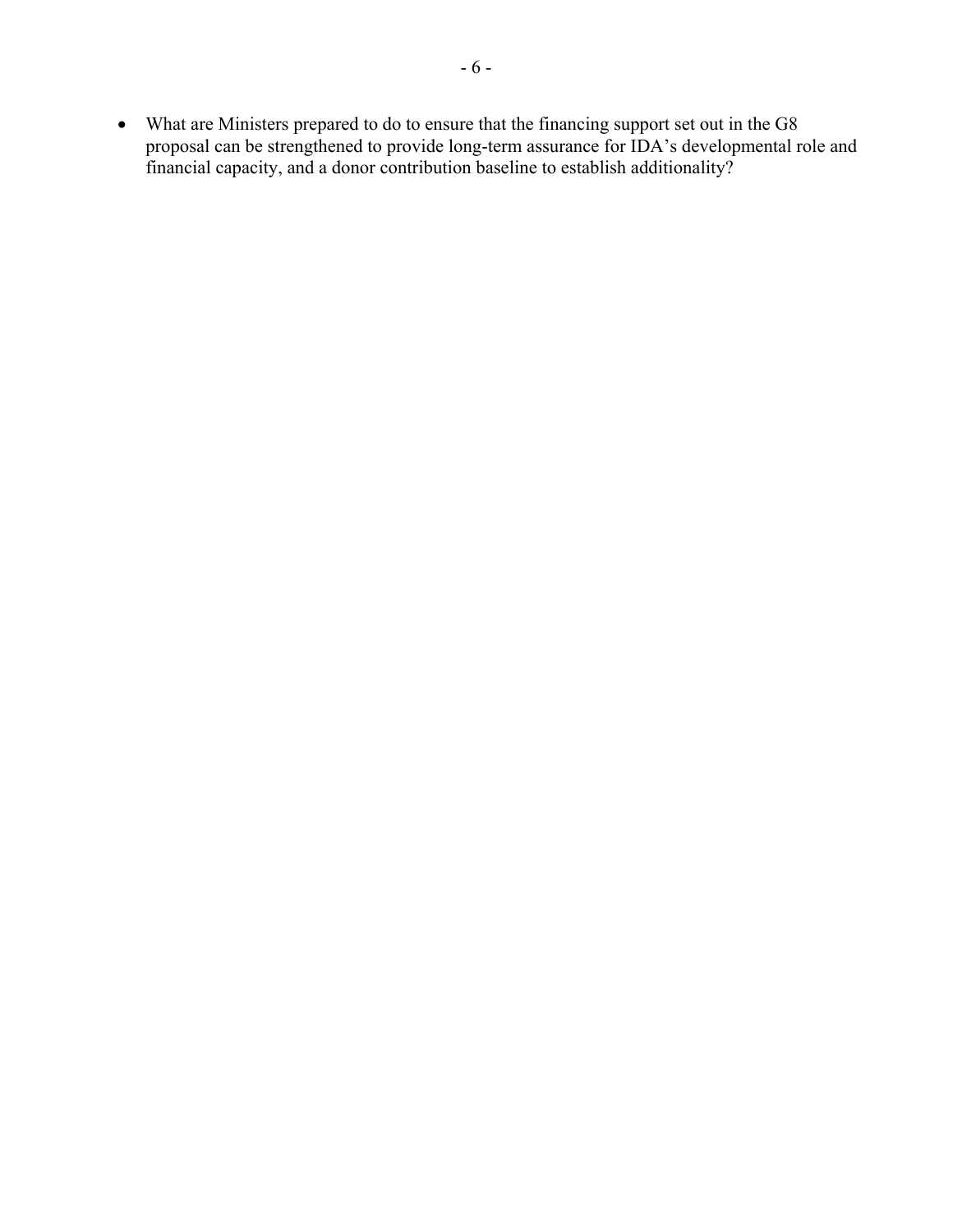- What are Ministers prepared to do to ensure that the financing support set out in the G8 proposal can be strengthened to provide long-term assurance for IDA's developmental role and financial capacity, and a donor contribution baseline to establish additionality?